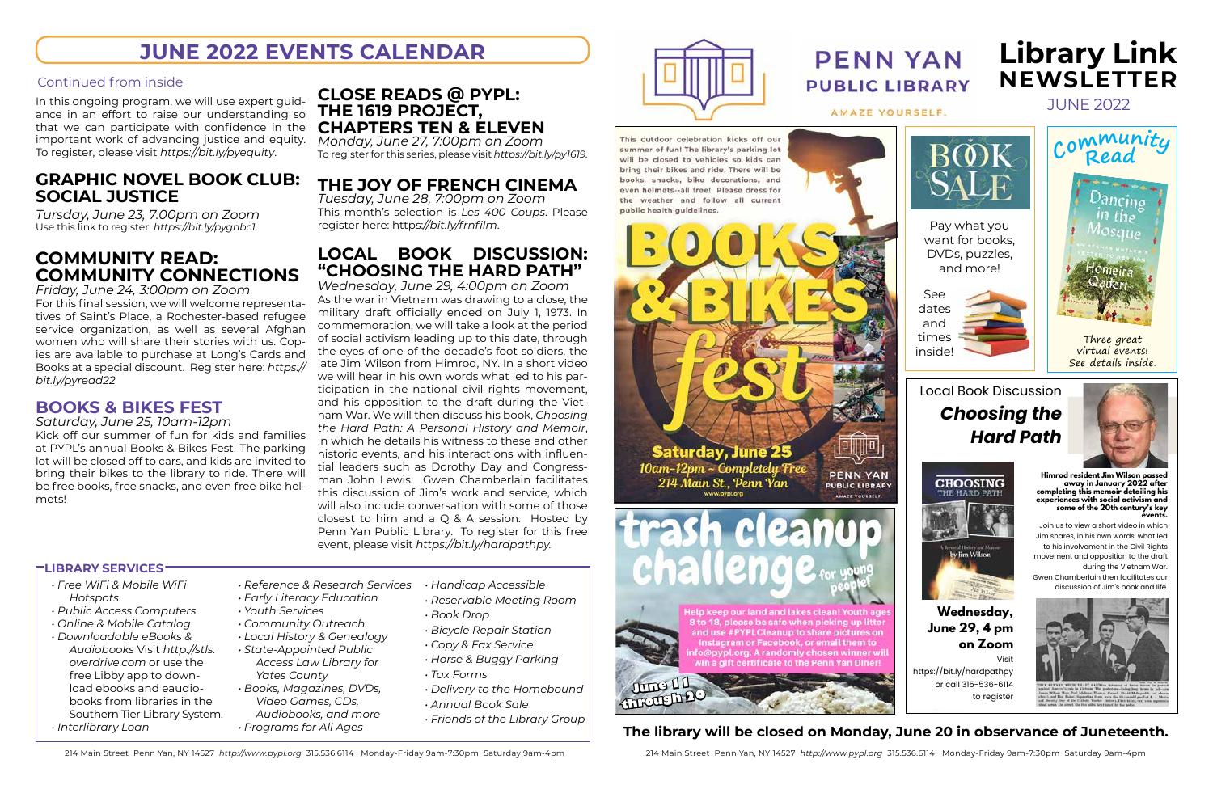# JUNE 2022 EVENTS CALENDAR

Continued from inside

In this ongoing program, we will use expert guidance in an effort to raise our understanding so that we can participate with confidence in the important work of advancing justice and equity. To register, please visit *https://bit.ly/pyequity*.

## GRAPHIC NOVEL BOOK CLUB: SOCIAL JUSTICE

*Tursday, June 23, 7:00pm on Zoom*
Use this link to register: *https://bit.ly/pygnbc1*.

## COMMUNITY READ: COMMUNITY CONNECTIONS

*Friday, June 24, 3:00pm on Zoom*
For this final session, we will welcome representatives of Saint's Place, a Rochester-based refugee service organization, as well as several Afghan women who will share their stories with us. Copies are available to purchase at Long's Cards and Books at a special discount. Register here: *https://bit.ly/pyread22*

## BOOKS & BIKES FEST

*Saturday, June 25, 10am-12pm*
Kick off our summer of fun for kids and families at PYPL's annual Books & Bikes Fest! The parking lot will be closed off to cars, and kids are invited to bring their bikes to the library to ride. There will be free books, free snacks, and even free bike helmets!

## CLOSE READS @ PYPL: THE 1619 PROJECT, CHAPTERS TEN & ELEVEN

*Monday, June 27, 7:00pm on Zoom*
To register for this series, please visit *https://bit.ly/py1619*.

## THE JOY OF FRENCH CINEMA

*Tuesday, June 28, 7:00pm on Zoom*
This month's selection is *Les 400 Coups*. Please register here: https:*//bit.ly/frnfilm*.

## LOCAL BOOK DISCUSSION: "CHOOSING THE HARD PATH"

*Wednesday, June 29, 4:00pm on Zoom*
As the war in Vietnam was drawing to a close, the military draft officially ended on July 1, 1973. In commemoration, we will take a look at the period of social activism leading up to this date, through the eyes of one of the decade's foot soldiers, the late Jim Wilson from Himrod, NY. In a short video we will hear in his own words what led to his participation in the national civil rights movement, and his opposition to the draft during the Vietnam War. We will then discuss his book, *Choosing the Hard Path: A Personal History and Memoir*, in which he details his witness to these and other historic events, and his interactions with influential leaders such as Dorothy Day and Congressman John Lewis. Gwen Chamberlain facilitates this discussion of Jim's work and service, which will also include conversation with some of those closest to him and a Q & A session. Hosted by Penn Yan Public Library. To register for this free event, please visit *https://bit.ly/hardpathpy*.

## LIBRARY SERVICES

- *Free WiFi & Mobile WiFi Hotspots*
- *Public Access Computers*
- *Online & Mobile Catalog*
- *Downloadable eBooks & Audiobooks* Visit *http://stls.overdrive.com* or use the free Libby app to download ebooks and eaudiobooks from libraries in the Southern Tier Library System.
- *Interlibrary Loan*
- *Reference & Research Services*
- *Early Literacy Education*
- *Youth Services*
- *Community Outreach*
- *Local History & Genealogy*
- *State-Appointed Public Access Law Library for Yates County*
- *Books, Magazines, DVDs, Video Games, CDs, Audiobooks, and more*
- *Programs for All Ages*
- *Handicap Accessible*
- *Reservable Meeting Room*
- *Book Drop*
- *Bicycle Repair Station*
- *Copy & Fax Service*
- *Horse & Buggy Parking*
- *Tax Forms*
- *Delivery to the Homebound*
- *Annual Book Sale*
- *Friends of the Library Group*

# PENN YAN PUBLIC LIBRARY

AMAZE YOURSELF.

# Library Link NEWSLETTER

JUNE 2022

This outdoor celebration kicks off our summer of fun! The library's parking lot will be closed to vehicles so kids can bring their bikes and ride. There will be books, snacks, bike decorations, and even helmets--all free! Please dress for the weather and follow all current public health guidelines.

## BOOKS & BIKES fest

**Saturday, June 25**
*10am-12pm ~ Completely Free*
*214 Main St., Penn Yan*
www.pypl.org

PENN YAN PUBLIC LIBRARY
AMAZE YOURSELF.

## BOOK SALE

Pay what you want for books, DVDs, puzzles, and more!

See dates and times inside!

## Community Read

*Dancing in the Mosque* — Homeira Qaderi

*Three great virtual events! See details inside.*

## trash cleanup challenge for young people!

Help keep our land and lakes clean! Youth ages 8 to 18, please be safe when picking up litter and use #PYPLCleanup to share pictures on Instagram or Facebook, or email them to info@pypl.org. A randomly chosen winner will win a gift certificate to the Penn Yan Diner!

June 11 through 20

## Local Book Discussion

### *Choosing the Hard Path*

**Himrod resident Jim Wilson passed away in January 2022 after completing this memoir detailing his experiences with social activism and some of the 20th century's key events.**

Join us to view a short video in which Jim shares, in his own words, what led to his involvement in the Civil Rights movement and opposition to the draft during the Vietnam War. Gwen Chamberlain then facilitates our discussion of Jim's book and life.

**Wednesday, June 29, 4 pm on Zoom**
Visit https://bit.ly/hardpathpy or call 315-536-6114 to register

**The library will be closed on Monday, June 20 in observance of Juneteenth.**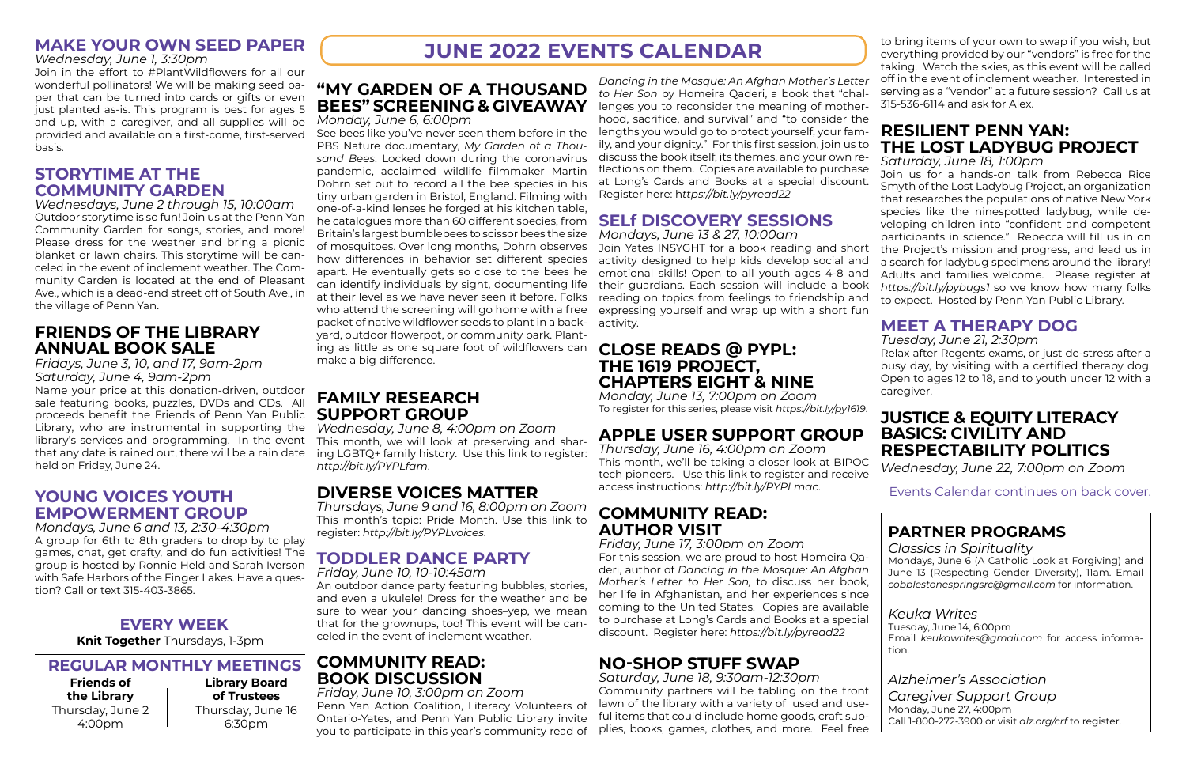# JUNE 2022 EVENTS CALENDAR

## MAKE YOUR OWN SEED PAPER

*Wednesday, June 1, 3:30pm*

Join in the effort to #PlantWildflowers for all our wonderful pollinators! We will be making seed paper that can be turned into cards or gifts or even just planted as-is. This program is best for ages 5 and up, with a caregiver, and all supplies will be provided and available on a first-come, first-served basis.

## STORYTIME AT THE COMMUNITY GARDEN

*Wednesdays, June 2 through 15, 10:00am*

Outdoor storytime is so fun! Join us at the Penn Yan Community Garden for songs, stories, and more! Please dress for the weather and bring a picnic blanket or lawn chairs. This storytime will be canceled in the event of inclement weather. The Community Garden is located at the end of Pleasant Ave., which is a dead-end street off of South Ave., in the village of Penn Yan.

## FRIENDS OF THE LIBRARY ANNUAL BOOK SALE

*Fridays, June 3, 10, and 17, 9am-2pm*
*Saturday, June 4, 9am-2pm*

Name your price at this donation-driven, outdoor sale featuring books, puzzles, DVDs and CDs. All proceeds benefit the Friends of Penn Yan Public Library, who are instrumental in supporting the library's services and programming. In the event that any date is rained out, there will be a rain date held on Friday, June 24.

## YOUNG VOICES YOUTH EMPOWERMENT GROUP

*Mondays, June 6 and 13, 2:30-4:30pm*

A group for 6th to 8th graders to drop by to play games, chat, get crafty, and do fun activities! The group is hosted by Ronnie Held and Sarah Iverson with Safe Harbors of the Finger Lakes. Have a question? Call or text 315-403-3865.

## EVERY WEEK

**Knit Together** Thursdays, 1-3pm

## REGULAR MONTHLY MEETINGS

**Friends of the Library**
Thursday, June 2
4:00pm

**Library Board of Trustees**
Thursday, June 16
6:30pm

## "MY GARDEN OF A THOUSAND BEES" SCREENING & GIVEAWAY

*Monday, June 6, 6:00pm*

See bees like you've never seen them before in the PBS Nature documentary, *My Garden of a Thousand Bees*. Locked down during the coronavirus pandemic, acclaimed wildlife filmmaker Martin Dohrn set out to record all the bee species in his tiny urban garden in Bristol, England. Filming with one-of-a-kind lenses he forged at his kitchen table, he catalogues more than 60 different species, from Britain's largest bumblebees to scissor bees the size of mosquitoes. Over long months, Dohrn observes how differences in behavior set different species apart. He eventually gets so close to the bees he can identify individuals by sight, documenting life at their level as we have never seen it before. Folks who attend the screening will go home with a free packet of native wildflower seeds to plant in a backyard, outdoor flowerpot, or community park. Planting as little as one square foot of wildflowers can make a big difference.

## FAMILY RESEARCH SUPPORT GROUP

*Wednesday, June 8, 4:00pm on Zoom*

This month, we will look at preserving and sharing LGBTQ+ family history. Use this link to register: *http://bit.ly/PYPLfam*.

## DIVERSE VOICES MATTER

*Thursdays, June 9 and 16, 8:00pm on Zoom*

This month's topic: Pride Month. Use this link to register: *http://bit.ly/PYPLvoices*.

## TODDLER DANCE PARTY

*Friday, June 10, 10-10:45am*

An outdoor dance party featuring bubbles, stories, and even a ukulele! Dress for the weather and be sure to wear your dancing shoes–yep, we mean that for the grownups, too! This event will be canceled in the event of inclement weather.

## COMMUNITY READ: BOOK DISCUSSION

*Friday, June 10, 3:00pm on Zoom*

Penn Yan Action Coalition, Literacy Volunteers of Ontario-Yates, and Penn Yan Public Library invite you to participate in this year's community read of *Dancing in the Mosque: An Afghan Mother's Letter to Her Son* by Homeira Qaderi, a book that "challenges you to reconsider the meaning of motherhood, sacrifice, and survival" and "to consider the lengths you would go to protect yourself, your family, and your dignity." For this first session, join us to discuss the book itself, its themes, and your own reflections on them. Copies are available to purchase at Long's Cards and Books at a special discount. Register here: *https://bit.ly/pyread22*

## SELf DISCOVERY SESSIONS

*Mondays, June 13 & 27, 10:00am*

Join Yates INSYGHT for a book reading and short activity designed to help kids develop social and emotional skills! Open to all youth ages 4-8 and their guardians. Each session will include a book reading on topics from feelings to friendship and expressing yourself and wrap up with a short fun activity.

## CLOSE READS @ PYPL: THE 1619 PROJECT, CHAPTERS EIGHT & NINE

*Monday, June 13, 7:00pm on Zoom*

To register for this series, please visit *https://bit.ly/py1619*.

## APPLE USER SUPPORT GROUP

*Thursday, June 16, 4:00pm on Zoom*

This month, we'll be taking a closer look at BIPOC tech pioneers. Use this link to register and receive access instructions: *http://bit.ly/PYPLmac*.

## COMMUNITY READ: AUTHOR VISIT

*Friday, June 17, 3:00pm on Zoom*

For this session, we are proud to host Homeira Qaderi, author of *Dancing in the Mosque: An Afghan Mother's Letter to Her Son*, to discuss her book, her life in Afghanistan, and her experiences since coming to the United States. Copies are available to purchase at Long's Cards and Books at a special discount. Register here: *https://bit.ly/pyread22*

## NO-SHOP STUFF SWAP

*Saturday, June 18, 9:30am-12:30pm*

Community partners will be tabling on the front lawn of the library with a variety of used and useful items that could include home goods, craft supplies, books, games, clothes, and more. Feel free to bring items of your own to swap if you wish, but everything provided by our "vendors" is free for the taking. Watch the skies, as this event will be called off in the event of inclement weather. Interested in serving as a "vendor" at a future session? Call us at 315-536-6114 and ask for Alex.

## RESILIENT PENN YAN: THE LOST LADYBUG PROJECT

*Saturday, June 18, 1:00pm*

Join us for a hands-on talk from Rebecca Rice Smyth of the Lost Ladybug Project, an organization that researches the populations of native New York species like the ninespotted ladybug, while developing children into "confident and competent participants in science." Rebecca will fill us in on the Project's mission and progress, and lead us in a search for ladybug specimens around the library! Adults and families welcome. Please register at *https://bit.ly/pybugs1* so we know how many folks to expect. Hosted by Penn Yan Public Library.

## MEET A THERAPY DOG

*Tuesday, June 21, 2:30pm*

Relax after Regents exams, or just de-stress after a busy day, by visiting with a certified therapy dog. Open to ages 12 to 18, and to youth under 12 with a caregiver.

## JUSTICE & EQUITY LITERACY BASICS: CIVILITY AND RESPECTABILITY POLITICS

*Wednesday, June 22, 7:00pm on Zoom*

Events Calendar continues on back cover.

## PARTNER PROGRAMS

*Classics in Spirituality*

Mondays, June 6 (A Catholic Look at Forgiving) and June 13 (Respecting Gender Diversity), 11am. Email *cobblestonespringsrc@gmail.com* for information.

*Keuka Writes*

Tuesday, June 14, 6:00pm
Email *keukawrites@gmail.com* for access information.

*Alzheimer's Association Caregiver Support Group*

Monday, June 27, 4:00pm
Call 1-800-272-3900 or visit *alz.org/crf* to register.